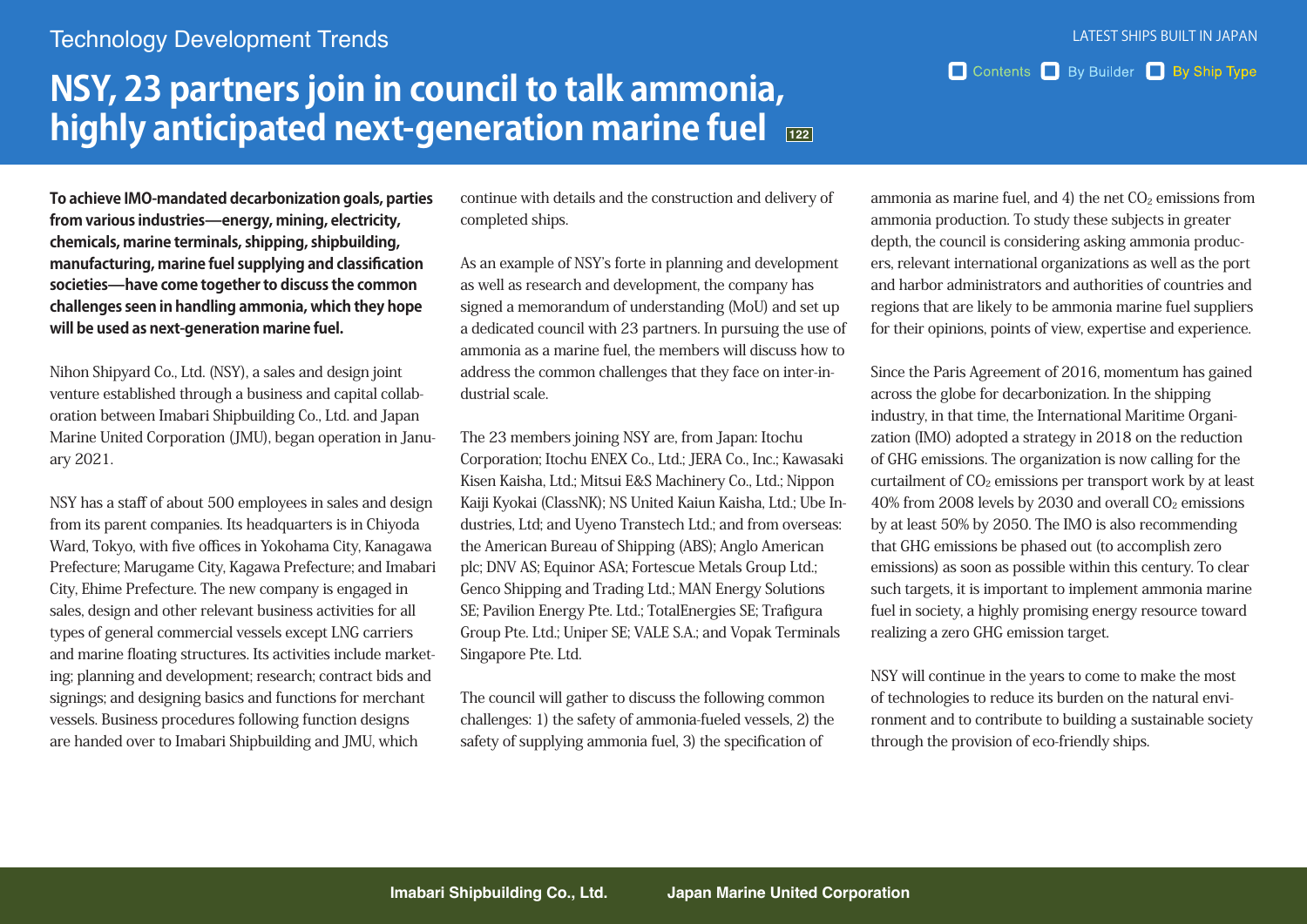# NSY, 23 partners join in council to talk ammonia, highly anticipated next-generation marine fuel

**To achieve IMO-mandated decarbonization goals, parties from various industries—energy, mining, electricity, chemicals, marine terminals, shipping, shipbuilding, manufacturing, marine fuel supplying and classification societies—have come together to discuss the common challenges seen in handling ammonia, which they hope will be used as next-generation marine fuel.**

Nihon Shipyard Co., Ltd. (NSY), a sales and design joint venture established through a business and capital collaboration between Imabari Shipbuilding Co., Ltd. and Japan Marine United Corporation (JMU), began operation in January 2021.

NSY has a staff of about 500 employees in sales and design from its parent companies. Its headquarters is in Chiyoda Ward, Tokyo, with five offices in Yokohama City, Kanagawa Prefecture; Marugame City, Kagawa Prefecture; and Imabari City, Ehime Prefecture. The new company is engaged in sales, design and other relevant business activities for all types of general commercial vessels except LNG carriers and marine floating structures. Its activities include marketing; planning and development; research; contract bids and signings; and designing basics and functions for merchant vessels. Business procedures following function designs are handed over to Imabari Shipbuilding and JMU, which continue with details and the construction and delivery of completed ships.

As an example of NSY's forte in planning and development as well as research and development, the company has signed a memorandum of understanding (MoU) and set up a dedicated council with 23 partners. In pursuing the use of ammonia as a marine fuel, the members will discuss how to address the common challenges that they face on inter-industrial scale.

The 23 members joining NSY are, from Japan: Itochu Corporation; Itochu ENEX Co., Ltd.; JERA Co., Inc.; Kawasaki Kisen Kaisha, Ltd.; Mitsui E&S Machinery Co., Ltd.; Nippon Kaiji Kyokai (ClassNK); NS United Kaiun Kaisha, Ltd.; Ube Industries, Ltd; and Uyeno Transtech Ltd.; and from overseas: the American Bureau of Shipping (ABS); Anglo American plc; DNV AS; Equinor ASA; Fortescue Metals Group Ltd.; Genco Shipping and Trading Ltd.; MAN Energy Solutions SE; Pavilion Energy Pte. Ltd.; TotalEnergies SE; Trafigura Group Pte. Ltd.; Uniper SE; VALE S.A.; and Vopak Terminals Singapore Pte. Ltd.

The council will gather to discuss the following common challenges: 1) the safety of ammonia-fueled vessels, 2) the safety of supplying ammonia fuel, 3) the specification of ammonia as marine fuel, and 4) the net $CO_2$ emissions from ammonia production. To study these subjects in greater depth, the council is considering asking ammonia producers, relevant international organizations as well as the port and harbor administrators and authorities of countries and regions that are likely to be ammonia marine fuel suppliers for their opinions, points of view, expertise and experience.

Since the Paris Agreement of 2016, momentum has gained across the globe for decarbonization. In the shipping industry, in that time, the International Maritime Organization (IMO) adopted a strategy in 2018 on the reduction of GHG emissions. The organization is now calling for the curtailment of $CO_2$ emissions per transport work by at least 40% from 2008 levels by 2030 and overall $CO_2$ emissions by at least 50% by 2050. The IMO is also recommending that GHG emissions be phased out (to accomplish zero emissions) as soon as possible within this century. To clear such targets, it is important to implement ammonia marine fuel in society, a highly promising energy resource toward realizing a zero GHG emission target.

NSY will continue in the years to come to make the most of technologies to reduce its burden on the natural environment and to contribute to building a sustainable society through the provision of eco-friendly ships.

Imabari Shipbuilding Co., Ltd.　　Japan Marine United Corporation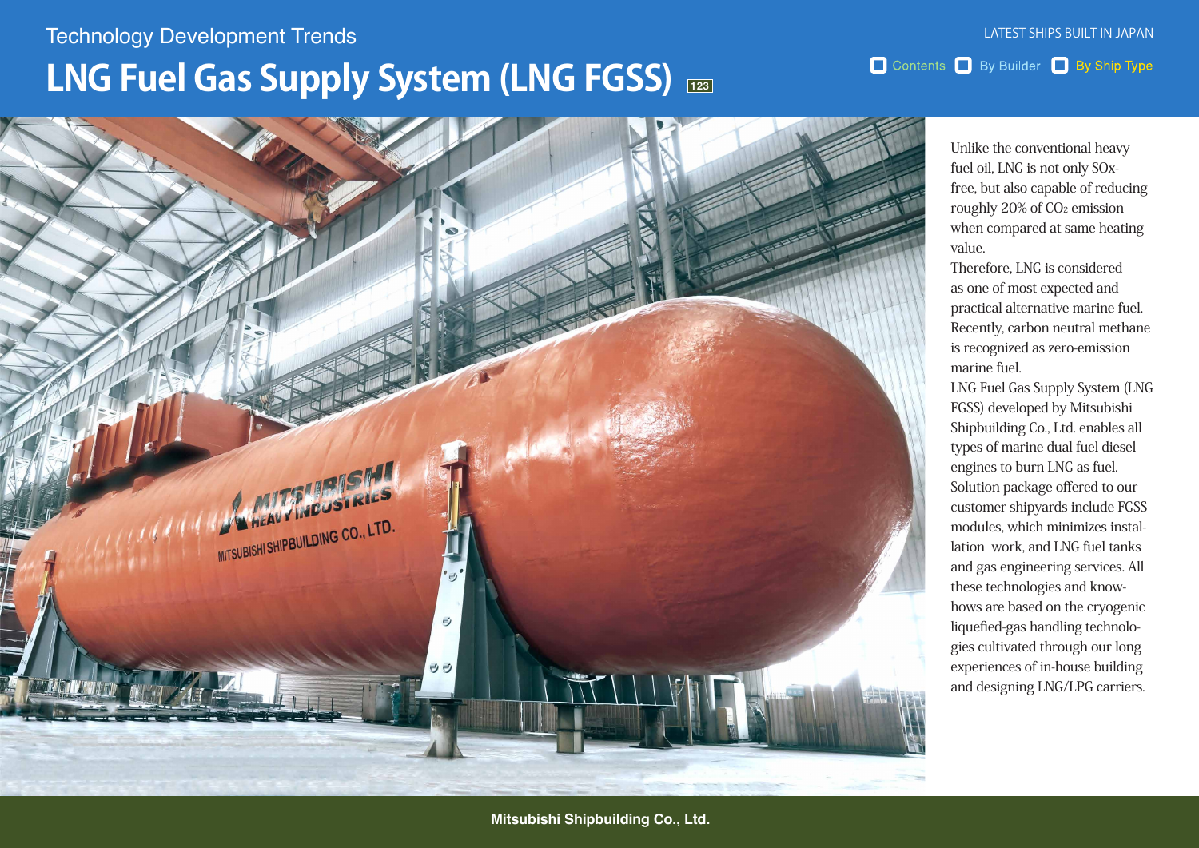Technology Development Trends

# LNG Fuel Gas Supply System (LNG FGSS)

Unlike the conventional heavy fuel oil, LNG is not only SOx-free, but also capable of reducing roughly 20% of $CO_2$ emission when compared at same heating value.

Therefore, LNG is considered as one of most expected and practical alternative marine fuel. Recently, carbon neutral methane is recognized as zero-emission marine fuel.

LNG Fuel Gas Supply System (LNG FGSS) developed by Mitsubishi Shipbuilding Co., Ltd. enables all types of marine dual fuel diesel engines to burn LNG as fuel. Solution package offered to our customer shipyards include FGSS modules, which minimizes installation work, and LNG fuel tanks and gas engineering services. All these technologies and know-hows are based on the cryogenic liquefied-gas handling technologies cultivated through our long experiences of in-house building and designing LNG/LPG carriers.

**Mitsubishi Shipbuilding Co., Ltd.**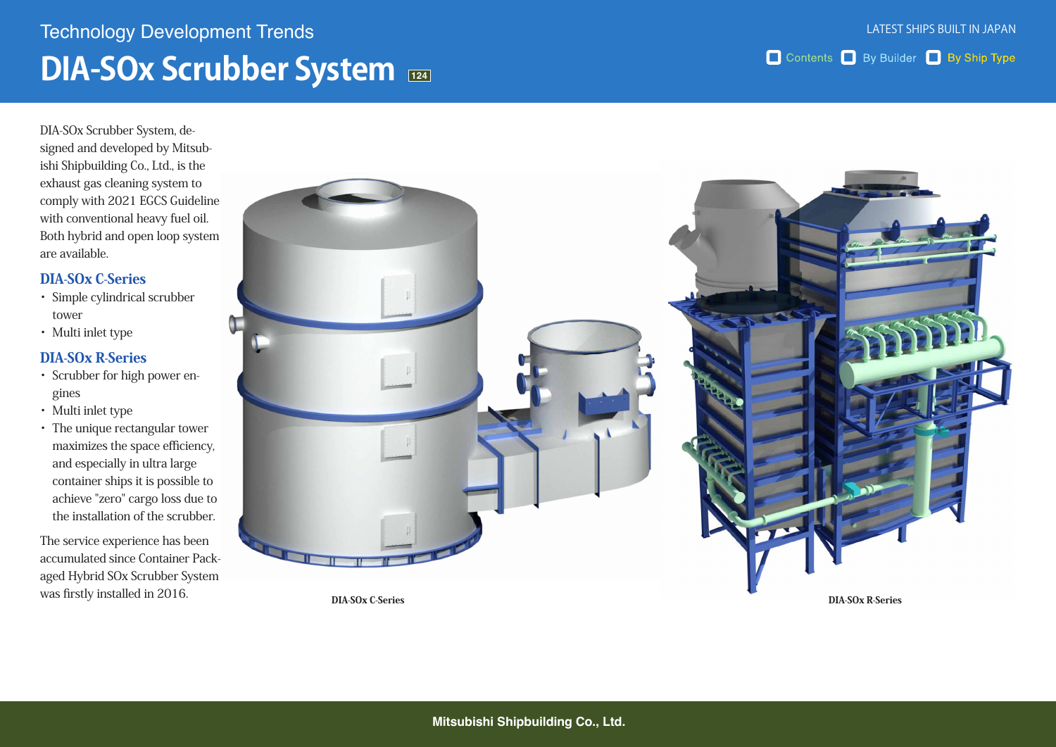Technology Development Trends

# DIA-SOx Scrubber System

DIA-SOx Scrubber System, designed and developed by Mitsubishi Shipbuilding Co., Ltd., is the exhaust gas cleaning system to comply with 2021 EGCS Guideline with conventional heavy fuel oil. Both hybrid and open loop system are available.

## DIA-SOx C-Series

- Simple cylindrical scrubber tower
- Multi inlet type

## DIA-SOx R-Series

- Scrubber for high power engines
- Multi inlet type
- The unique rectangular tower maximizes the space efficiency, and especially in ultra large container ships it is possible to achieve "zero" cargo loss due to the installation of the scrubber.

The service experience has been accumulated since Container Packaged Hybrid SOx Scrubber System was firstly installed in 2016.

DIA-SOx C-Series

DIA-SOx R-Series

Mitsubishi Shipbuilding Co., Ltd.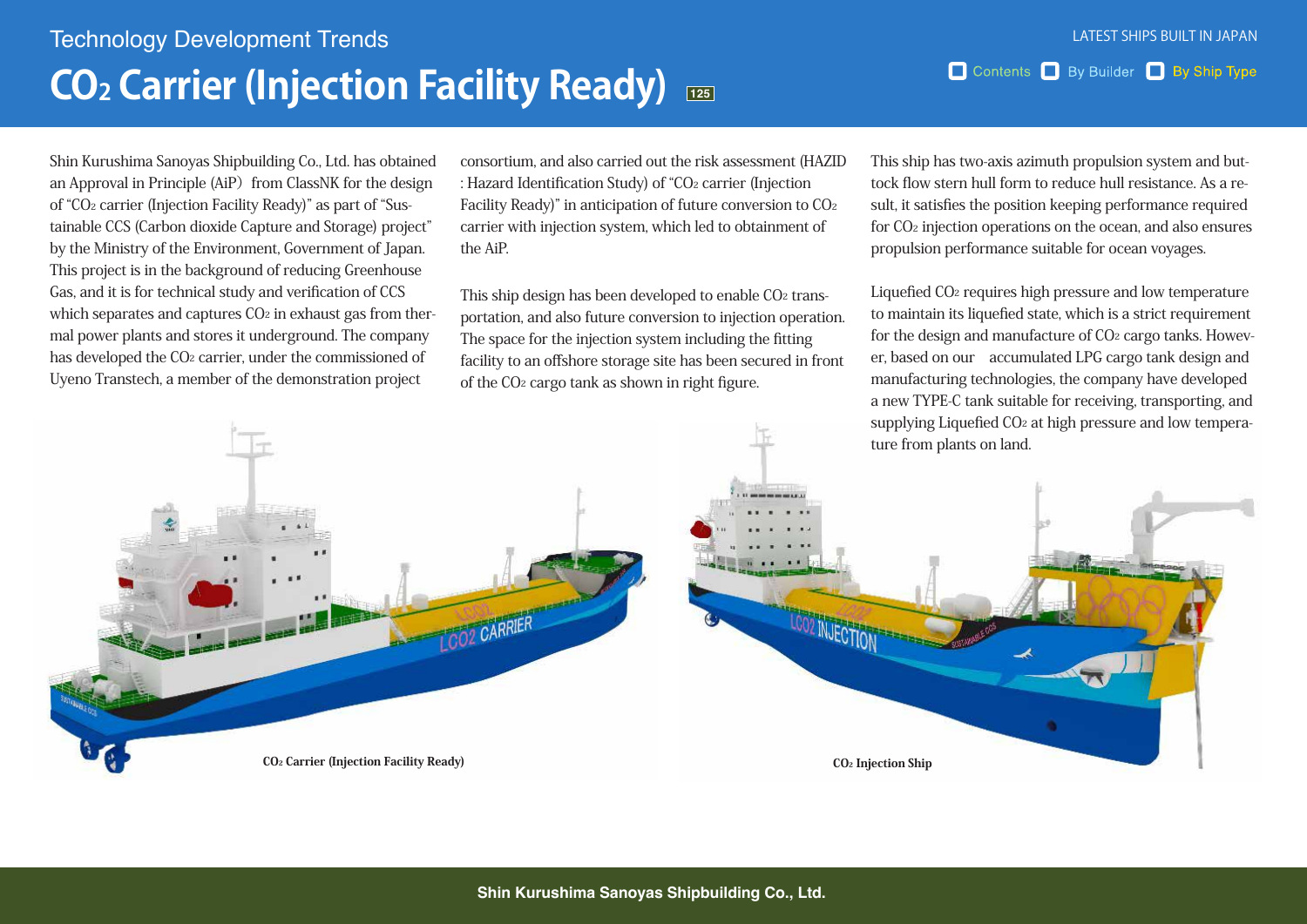Technology Development Trends

# $CO_2$ Carrier (Injection Facility Ready)

Shin Kurushima Sanoyas Shipbuilding Co., Ltd. has obtained an Approval in Principle (AiP) from ClassNK for the design of "$CO_2$ carrier (Injection Facility Ready)" as part of "Sustainable CCS (Carbon dioxide Capture and Storage) project" by the Ministry of the Environment, Government of Japan. This project is in the background of reducing Greenhouse Gas, and it is for technical study and verification of CCS which separates and captures $CO_2$ in exhaust gas from thermal power plants and stores it underground. The company has developed the $CO_2$ carrier, under the commissioned of Uyeno Transtech, a member of the demonstration project consortium, and also carried out the risk assessment (HAZID : Hazard Identification Study) of "$CO_2$ carrier (Injection Facility Ready)" in anticipation of future conversion to $CO_2$ carrier with injection system, which led to obtainment of the AiP.

This ship design has been developed to enable $CO_2$ transportation, and also future conversion to injection operation. The space for the injection system including the fitting facility to an offshore storage site has been secured in front of the $CO_2$ cargo tank as shown in right figure.

This ship has two-axis azimuth propulsion system and buttock flow stern hull form to reduce hull resistance. As a result, it satisfies the position keeping performance required for $CO_2$ injection operations on the ocean, and also ensures propulsion performance suitable for ocean voyages.

Liquefied $CO_2$ requires high pressure and low temperature to maintain its liquefied state, which is a strict requirement for the design and manufacture of $CO_2$ cargo tanks. However, based on our accumulated LPG cargo tank design and manufacturing technologies, the company have developed a new TYPE-C tank suitable for receiving, transporting, and supplying Liquefied $CO_2$ at high pressure and low temperature from plants on land.

$CO_2$ Carrier (Injection Facility Ready)

$CO_2$ Injection Ship

**Shin Kurushima Sanoyas Shipbuilding Co., Ltd.**